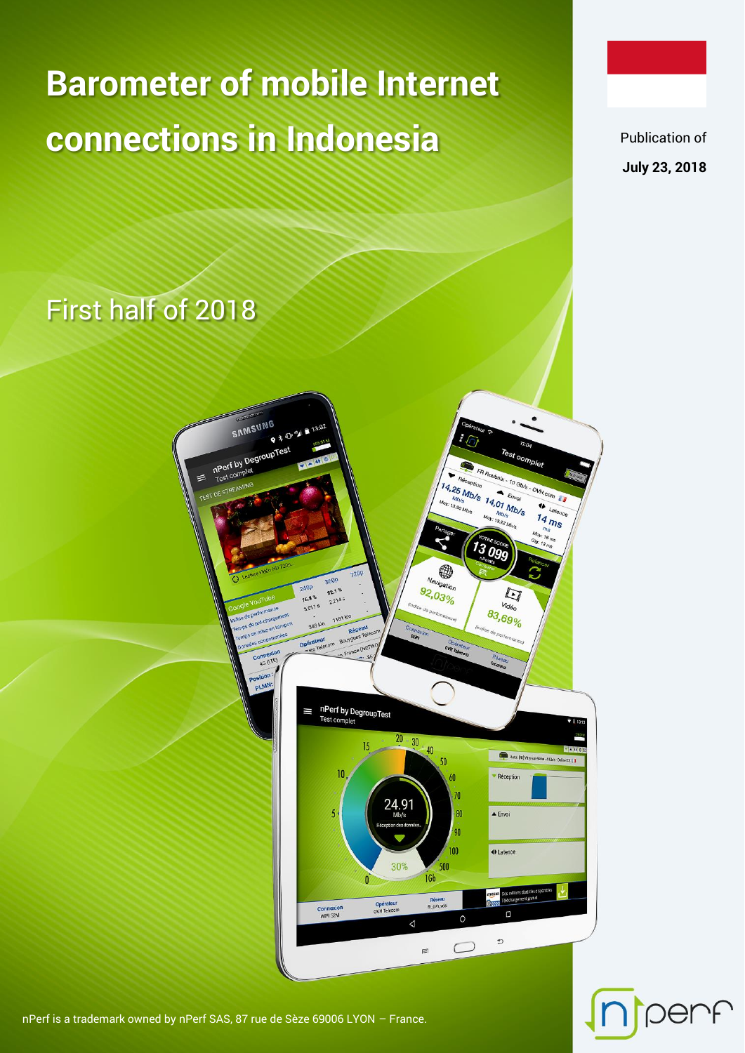# Barometer of mobile Internet connections in Indonesia

Publication of

**July 23, 2018**

## First half of 2018

nPerf is a trademark owned by nPerf SAS, 87 rue de Sèze 69006 LYON – France.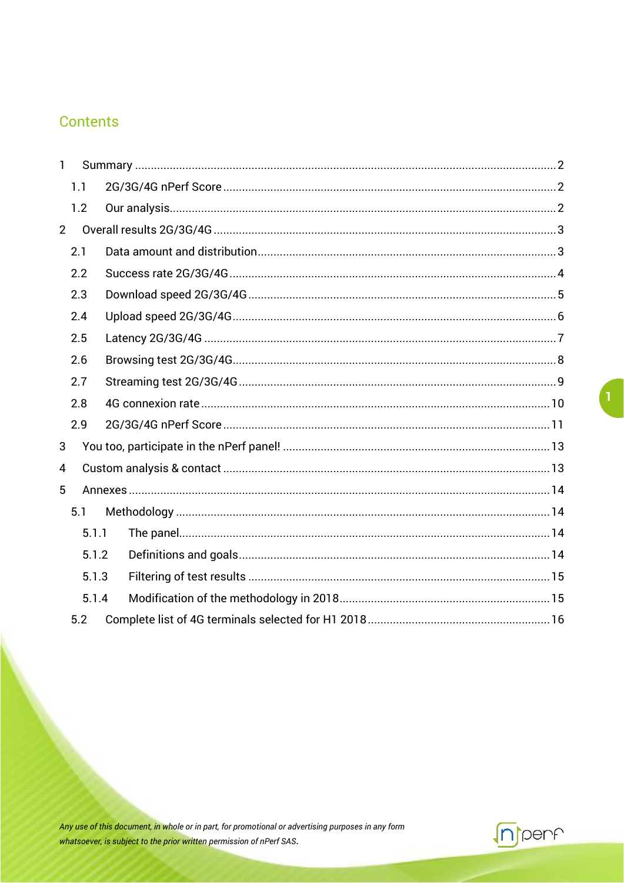# Contents

- 1 Summary ... 2
  - 1.1 2G/3G/4G nPerf Score ... 2
  - 1.2 Our analysis ... 2
- 2 Overall results 2G/3G/4G ... 3
  - 2.1 Data amount and distribution ... 3
  - 2.2 Success rate 2G/3G/4G ... 4
  - 2.3 Download speed 2G/3G/4G ... 5
  - 2.4 Upload speed 2G/3G/4G ... 6
  - 2.5 Latency 2G/3G/4G ... 7
  - 2.6 Browsing test 2G/3G/4G ... 8
  - 2.7 Streaming test 2G/3G/4G ... 9
  - 2.8 4G connexion rate ... 10
  - 2.9 2G/3G/4G nPerf Score ... 11
- 3 You too, participate in the nPerf panel! ... 13
- 4 Custom analysis & contact ... 13
- 5 Annexes ... 14
  - 5.1 Methodology ... 14
    - 5.1.1 The panel ... 14
    - 5.1.2 Definitions and goals ... 14
    - 5.1.3 Filtering of test results ... 15
    - 5.1.4 Modification of the methodology in 2018 ... 15
  - 5.2 Complete list of 4G terminals selected for H1 2018 ... 16

*Any use of this document, in whole or in part, for promotional or advertising purposes in any form whatsoever, is subject to the prior written permission of nPerf SAS.*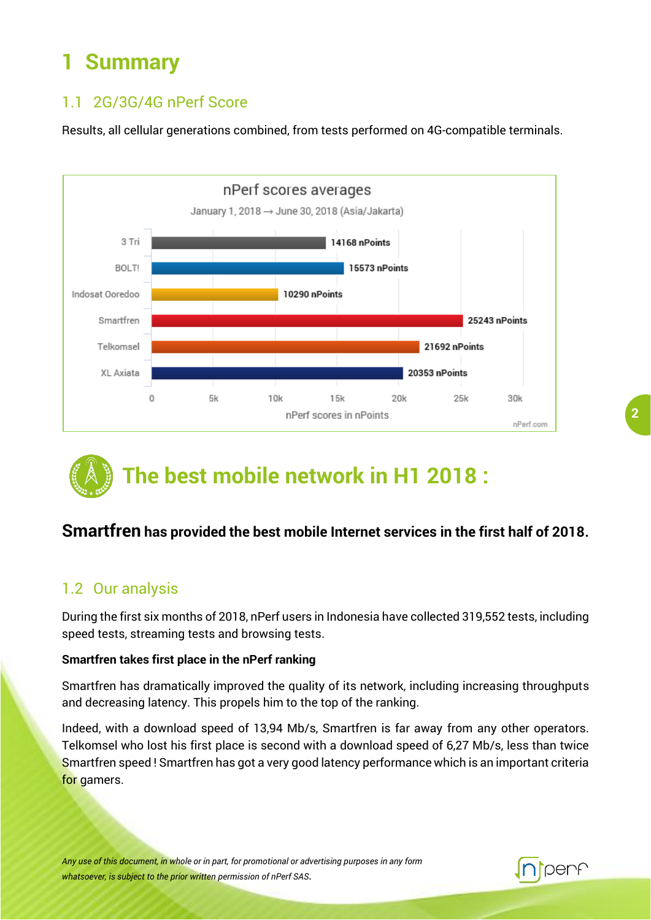# 1 Summary

## 1.1 2G/3G/4G nPerf Score

Results, all cellular generations combined, from tests performed on 4G-compatible terminals.

nPerf scores averages

January 1, 2018 → June 30, 2018 (Asia/Jakarta)

| Operator | nPerf score |
|---|---|
| 3 Tri | 14168 nPoints |
| BOLT! | 15573 nPoints |
| Indosat Ooredoo | 10290 nPoints |
| Smartfren | 25243 nPoints |
| Telkomsel | 21692 nPoints |
| XL Axiata | 20353 nPoints |

nPerf scores in nPoints

nPerf.com

## The best mobile network in H1 2018 :

**Smartfren has provided the best mobile Internet services in the first half of 2018.**

## 1.2 Our analysis

During the first six months of 2018, nPerf users in Indonesia have collected 319,552 tests, including speed tests, streaming tests and browsing tests.

**Smartfren takes first place in the nPerf ranking**

Smartfren has dramatically improved the quality of its network, including increasing throughputs and decreasing latency. This propels him to the top of the ranking.

Indeed, with a download speed of 13,94 Mb/s, Smartfren is far away from any other operators. Telkomsel who lost his first place is second with a download speed of 6,27 Mb/s, less than twice Smartfren speed ! Smartfren has got a very good latency performance which is an important criteria for gamers.

*Any use of this document, in whole or in part, for promotional or advertising purposes in any form whatsoever, is subject to the prior written permission of nPerf SAS.*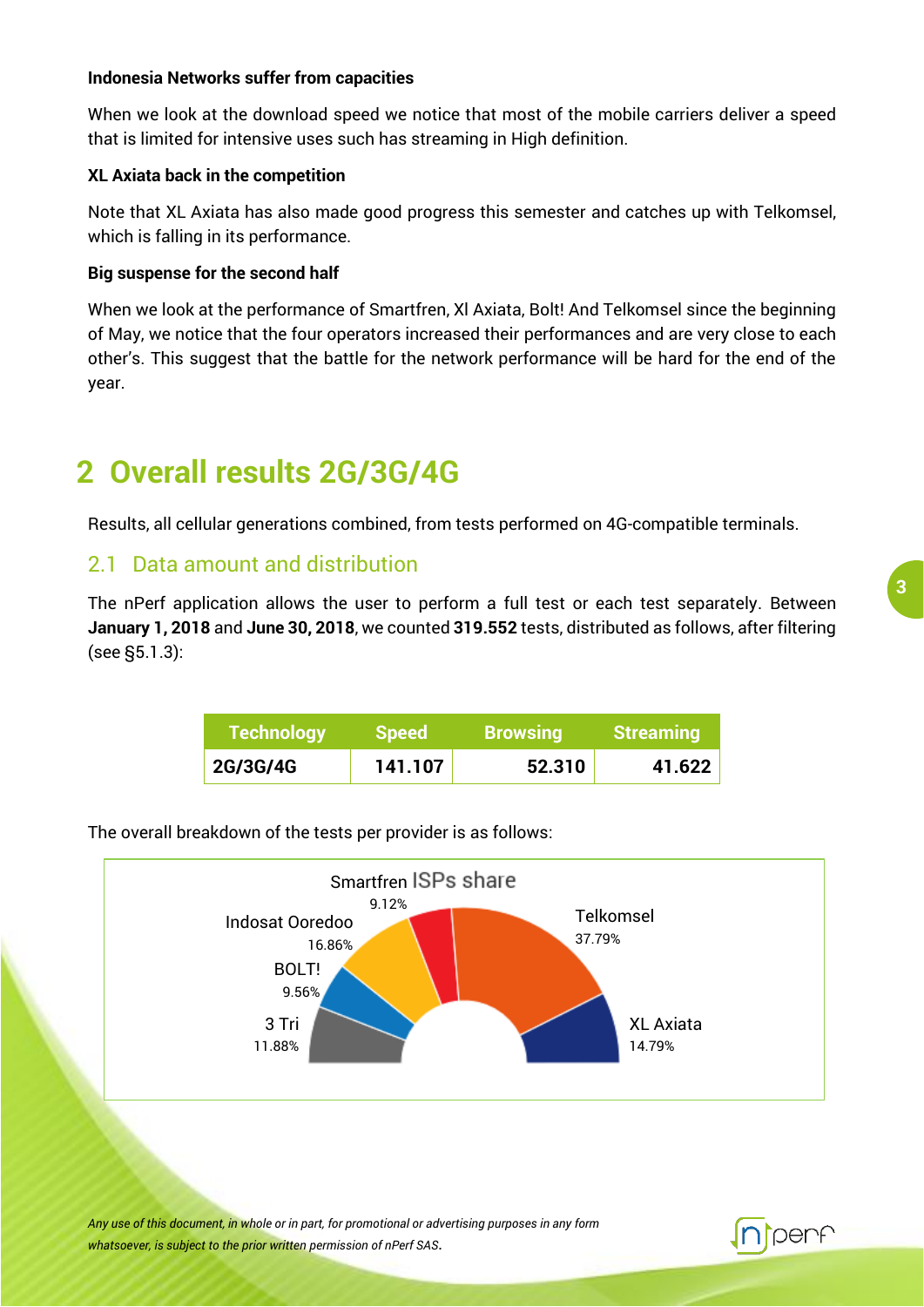**Indonesia Networks suffer from capacities**

When we look at the download speed we notice that most of the mobile carriers deliver a speed that is limited for intensive uses such has streaming in High definition.

**XL Axiata back in the competition**

Note that XL Axiata has also made good progress this semester and catches up with Telkomsel, which is falling in its performance.

**Big suspense for the second half**

When we look at the performance of Smartfren, Xl Axiata, Bolt! And Telkomsel since the beginning of May, we notice that the four operators increased their performances and are very close to each other's. This suggest that the battle for the network performance will be hard for the end of the year.

# 2 Overall results 2G/3G/4G

Results, all cellular generations combined, from tests performed on 4G-compatible terminals.

## 2.1 Data amount and distribution

The nPerf application allows the user to perform a full test or each test separately. Between **January 1, 2018** and **June 30, 2018**, we counted **319.552** tests, distributed as follows, after filtering (see §5.1.3):

| Technology | Speed | Browsing | Streaming |
|---|---|---|---|
| **2G/3G/4G** | **141.107** | **52.310** | **41.622** |

The overall breakdown of the tests per provider is as follows:

ISPs share

| Provider | Share |
|---|---|
| 3 Tri | 11.88% |
| BOLT! | 9.56% |
| Indosat Ooredoo | 16.86% |
| Smartfren | 9.12% |
| Telkomsel | 37.79% |
| XL Axiata | 14.79% |

*Any use of this document, in whole or in part, for promotional or advertising purposes in any form whatsoever, is subject to the prior written permission of nPerf SAS.*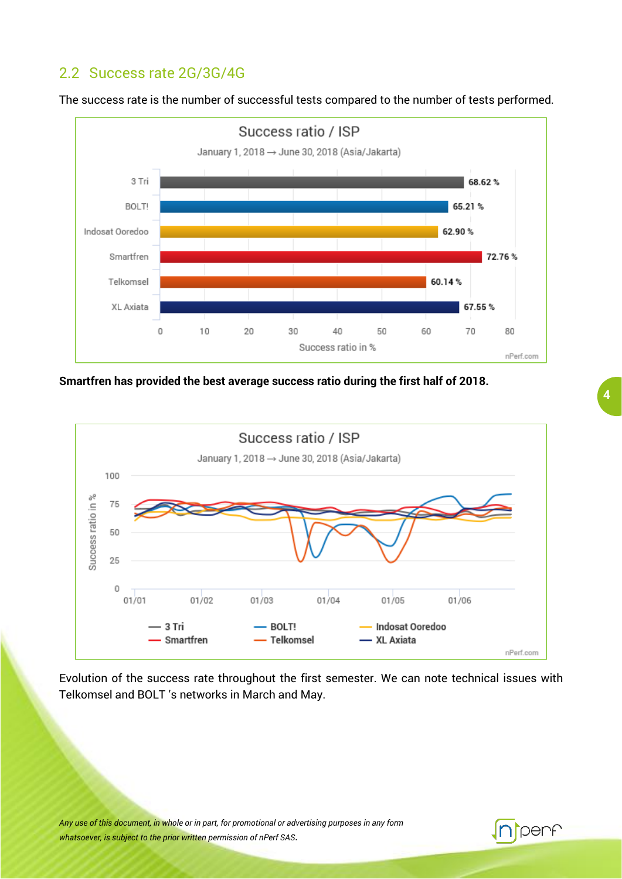## 2.2 Success rate 2G/3G/4G

The success rate is the number of successful tests compared to the number of tests performed.

**Success ratio / ISP**

January 1, 2018 → June 30, 2018 (Asia/Jakarta)

| ISP | Success ratio in % |
|---|---|
| 3 Tri | 68.62 % |
| BOLT! | 65.21 % |
| Indosat Ooredoo | 62.90 % |
| Smartfren | 72.76 % |
| Telkomsel | 60.14 % |
| XL Axiata | 67.55 % |

**Smartfren has provided the best average success ratio during the first half of 2018.**

**Success ratio / ISP**

January 1, 2018 → June 30, 2018 (Asia/Jakarta)

Evolution of the success rate throughout the first semester. We can note technical issues with Telkomsel and BOLT 's networks in March and May.

*Any use of this document, in whole or in part, for promotional or advertising purposes in any form whatsoever, is subject to the prior written permission of nPerf SAS.*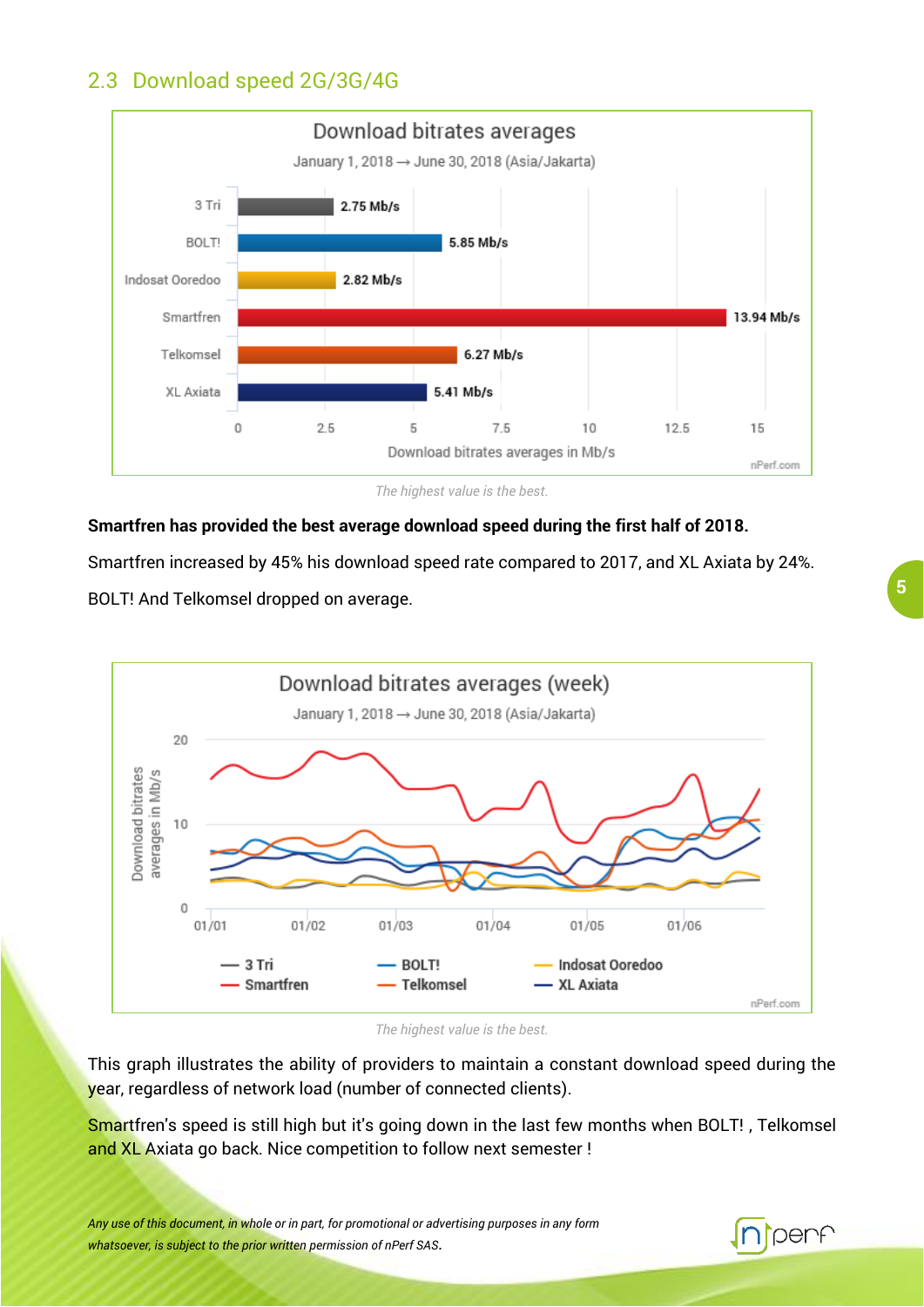## 2.3 Download speed 2G/3G/4G

Download bitrates averages

January 1, 2018 → June 30, 2018 (Asia/Jakarta)

| Provider | Download bitrates averages in Mb/s |
|---|---|
| 3 Tri | 2.75 Mb/s |
| BOLT! | 5.85 Mb/s |
| Indosat Ooredoo | 2.82 Mb/s |
| Smartfren | 13.94 Mb/s |
| Telkomsel | 6.27 Mb/s |
| XL Axiata | 5.41 Mb/s |

*The highest value is the best.*

**Smartfren has provided the best average download speed during the first half of 2018.**

Smartfren increased by 45% his download speed rate compared to 2017, and XL Axiata by 24%.

BOLT! And Telkomsel dropped on average.

Download bitrates averages (week)

January 1, 2018 → June 30, 2018 (Asia/Jakarta)

*The highest value is the best.*

This graph illustrates the ability of providers to maintain a constant download speed during the year, regardless of network load (number of connected clients).

Smartfren's speed is still high but it's going down in the last few months when BOLT! , Telkomsel and XL Axiata go back. Nice competition to follow next semester !

*Any use of this document, in whole or in part, for promotional or advertising purposes in any form whatsoever, is subject to the prior written permission of nPerf SAS.*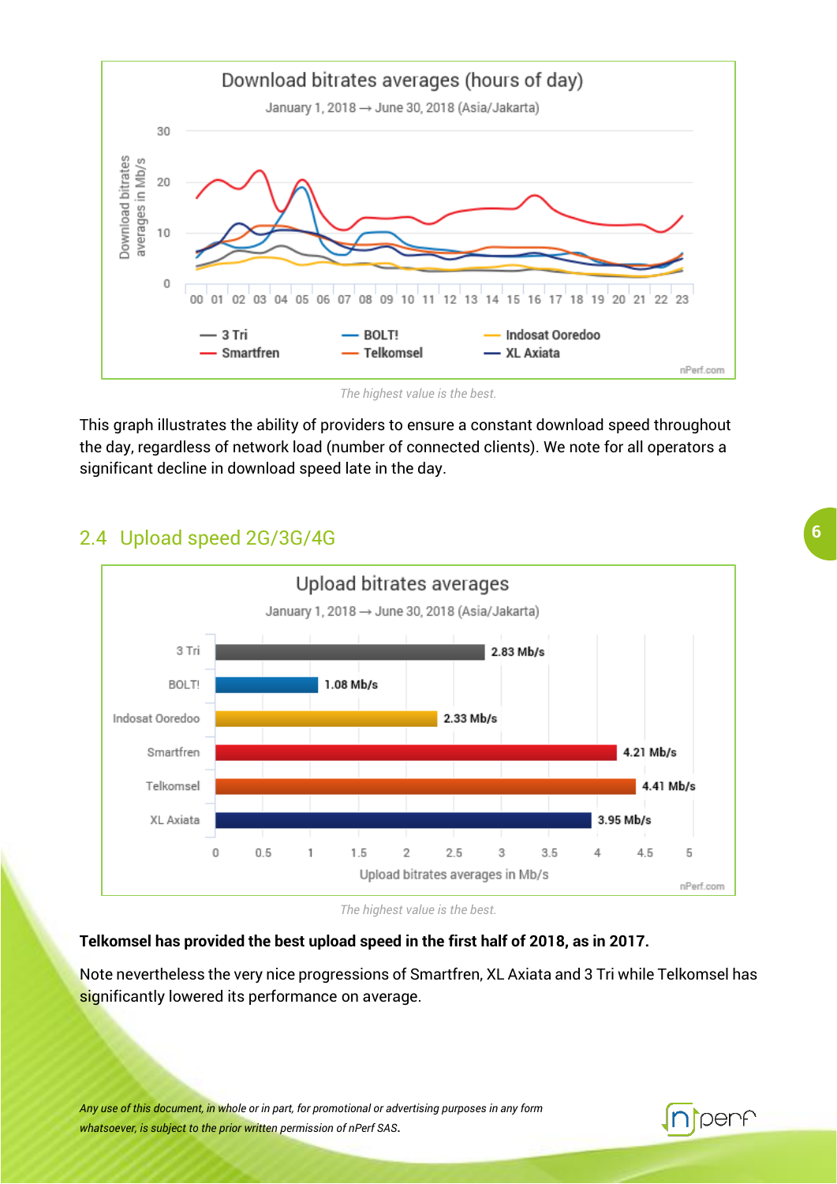The highest value is the best.

This graph illustrates the ability of providers to ensure a constant download speed throughout the day, regardless of network load (number of connected clients). We note for all operators a significant decline in download speed late in the day.

## 2.4 Upload speed 2G/3G/4G

**Upload bitrates averages**

January 1, 2018 → June 30, 2018 (Asia/Jakarta)

| Operator | Upload bitrates averages in Mb/s |
|---|---|
| 3 Tri | 2.83 Mb/s |
| BOLT! | 1.08 Mb/s |
| Indosat Ooredoo | 2.33 Mb/s |
| Smartfren | 4.21 Mb/s |
| Telkomsel | 4.41 Mb/s |
| XL Axiata | 3.95 Mb/s |

The highest value is the best.

**Telkomsel has provided the best upload speed in the first half of 2018, as in 2017.**

Note nevertheless the very nice progressions of Smartfren, XL Axiata and 3 Tri while Telkomsel has significantly lowered its performance on average.

*Any use of this document, in whole or in part, for promotional or advertising purposes in any form whatsoever, is subject to the prior written permission of nPerf SAS.*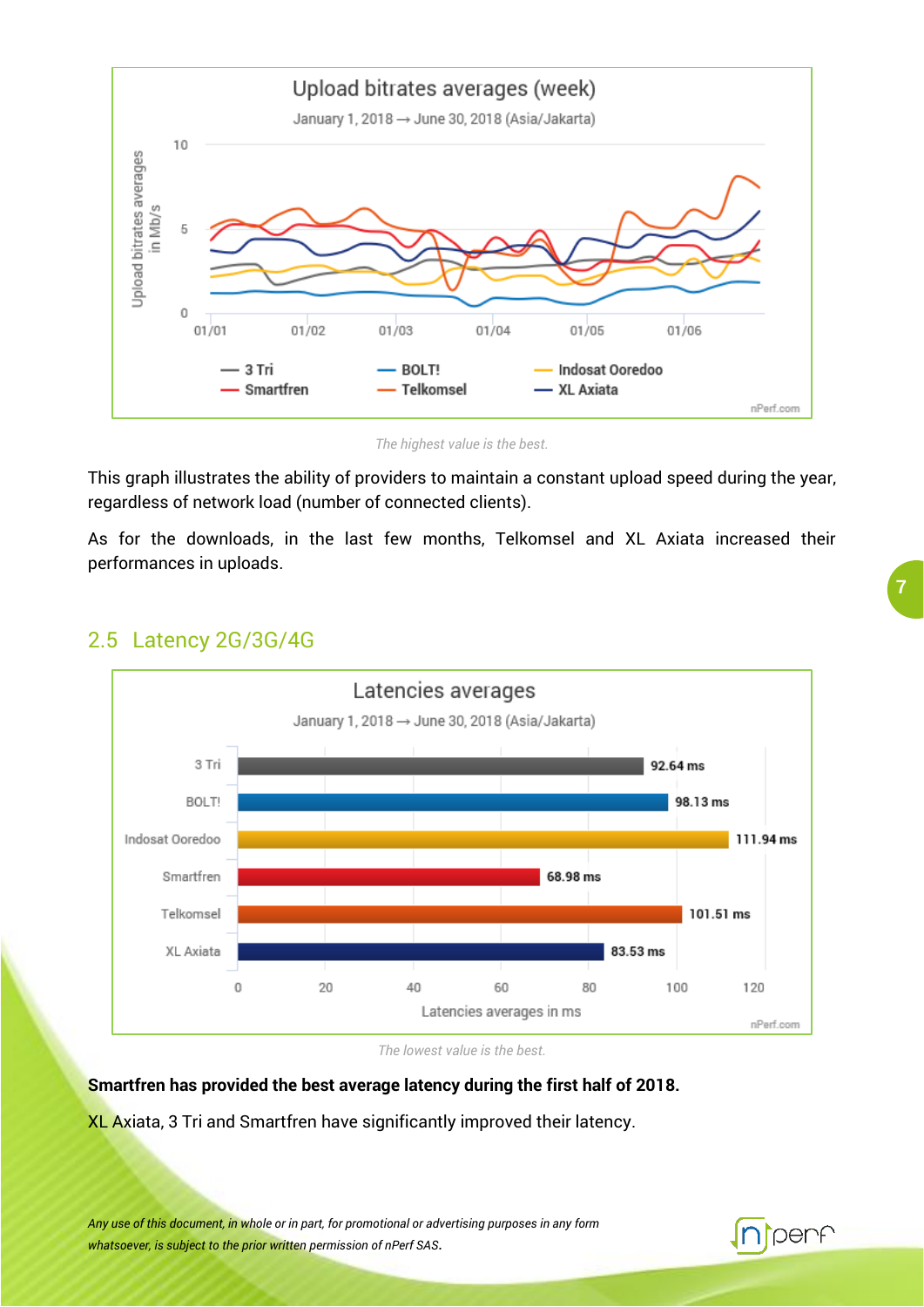The highest value is the best.

This graph illustrates the ability of providers to maintain a constant upload speed during the year, regardless of network load (number of connected clients).

As for the downloads, in the last few months, Telkomsel and XL Axiata increased their performances in uploads.

## 2.5 Latency 2G/3G/4G

**Latencies averages**

January 1, 2018 → June 30, 2018 (Asia/Jakarta)

| Provider | Latency average |
|---|---|
| 3 Tri | 92.64 ms |
| BOLT! | 98.13 ms |
| Indosat Ooredoo | 111.94 ms |
| Smartfren | 68.98 ms |
| Telkomsel | 101.51 ms |
| XL Axiata | 83.53 ms |

The lowest value is the best.

**Smartfren has provided the best average latency during the first half of 2018.**

XL Axiata, 3 Tri and Smartfren have significantly improved their latency.

*Any use of this document, in whole or in part, for promotional or advertising purposes in any form whatsoever, is subject to the prior written permission of nPerf SAS.*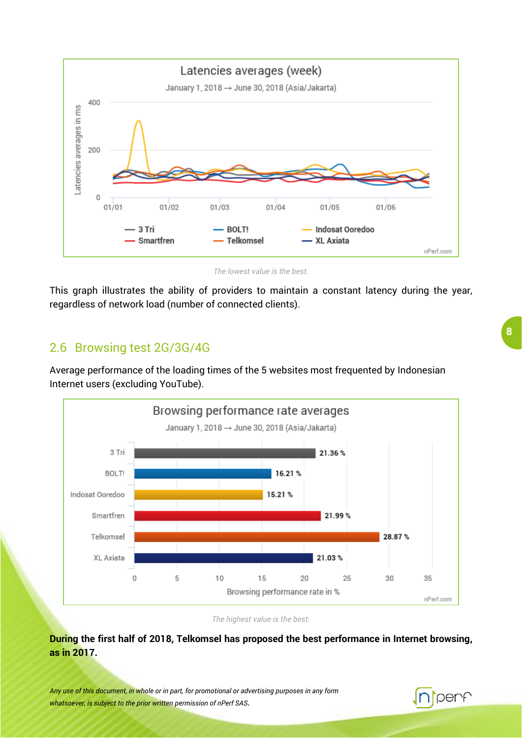*The lowest value is the best.*

This graph illustrates the ability of providers to maintain a constant latency during the year, regardless of network load (number of connected clients).

## 2.6 Browsing test 2G/3G/4G

Average performance of the loading times of the 5 websites most frequented by Indonesian Internet users (excluding YouTube).

**Browsing performance rate averages**

January 1, 2018 → June 30, 2018 (Asia/Jakarta)

| Provider | Browsing performance rate in % |
|---|---|
| 3 Tri | 21.36 % |
| BOLT! | 16.21 % |
| Indosat Ooredoo | 15.21 % |
| Smartfren | 21.99 % |
| Telkomsel | 28.87 % |
| XL Axiata | 21.03 % |

*The highest value is the best.*

**During the first half of 2018, Telkomsel has proposed the best performance in Internet browsing, as in 2017.**

*Any use of this document, in whole or in part, for promotional or advertising purposes in any form whatsoever, is subject to the prior written permission of nPerf SAS.*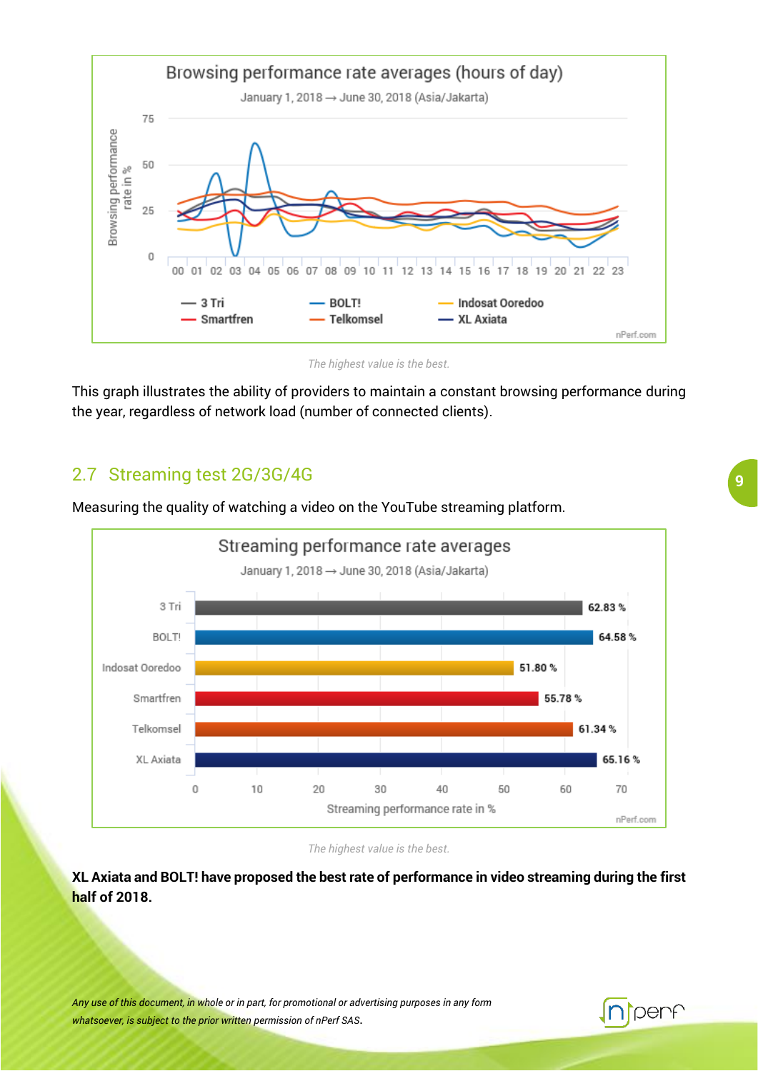The highest value is the best.

This graph illustrates the ability of providers to maintain a constant browsing performance during the year, regardless of network load (number of connected clients).

## 2.7 Streaming test 2G/3G/4G

Measuring the quality of watching a video on the YouTube streaming platform.

**Streaming performance rate averages**

January 1, 2018 → June 30, 2018 (Asia/Jakarta)

| Provider | Streaming performance rate in % |
| --- | --- |
| 3 Tri | 62.83 % |
| BOLT! | 64.58 % |
| Indosat Ooredoo | 51.80 % |
| Smartfren | 55.78 % |
| Telkomsel | 61.34 % |
| XL Axiata | 65.16 % |

The highest value is the best.

**XL Axiata and BOLT! have proposed the best rate of performance in video streaming during the first half of 2018.**

*Any use of this document, in whole or in part, for promotional or advertising purposes in any form whatsoever, is subject to the prior written permission of nPerf SAS.*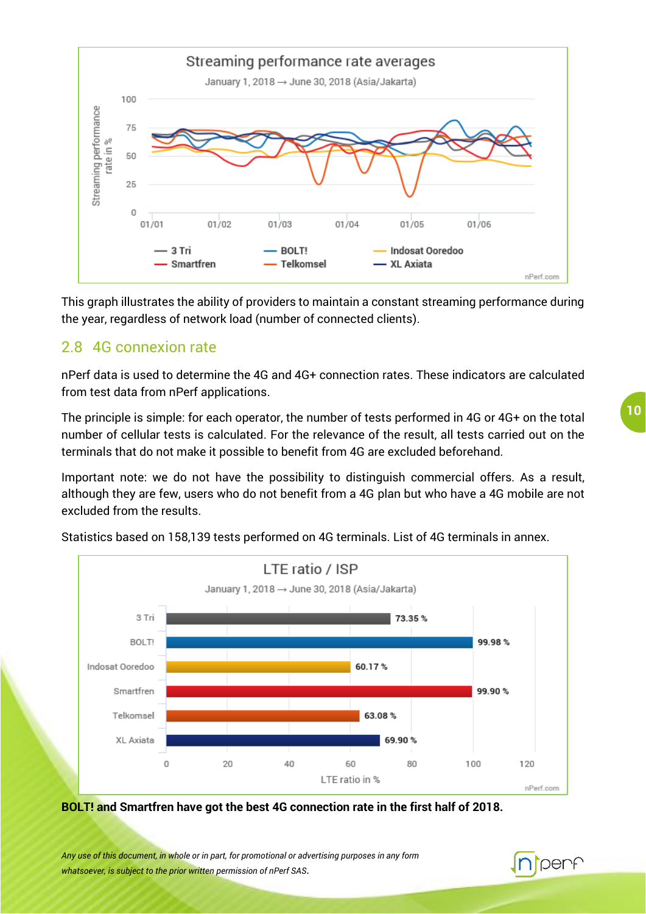Streaming performance rate averages

January 1, 2018 → June 30, 2018 (Asia/Jakarta)

This graph illustrates the ability of providers to maintain a constant streaming performance during the year, regardless of network load (number of connected clients).

## 2.8 4G connexion rate

nPerf data is used to determine the 4G and 4G+ connection rates. These indicators are calculated from test data from nPerf applications.

The principle is simple: for each operator, the number of tests performed in 4G or 4G+ on the total number of cellular tests is calculated. For the relevance of the result, all tests carried out on the terminals that do not make it possible to benefit from 4G are excluded beforehand.

Important note: we do not have the possibility to distinguish commercial offers. As a result, although they are few, users who do not benefit from a 4G plan but who have a 4G mobile are not excluded from the results.

Statistics based on 158,139 tests performed on 4G terminals. List of 4G terminals in annex.

LTE ratio / ISP

January 1, 2018 → June 30, 2018 (Asia/Jakarta)

| ISP | LTE ratio in % |
|---|---|
| 3 Tri | 73.35 % |
| BOLT! | 99.98 % |
| Indosat Ooredoo | 60.17 % |
| Smartfren | 99.90 % |
| Telkomsel | 63.08 % |
| XL Axiata | 69.90 % |

**BOLT! and Smartfren have got the best 4G connection rate in the first half of 2018.**

*Any use of this document, in whole or in part, for promotional or advertising purposes in any form whatsoever, is subject to the prior written permission of nPerf SAS.*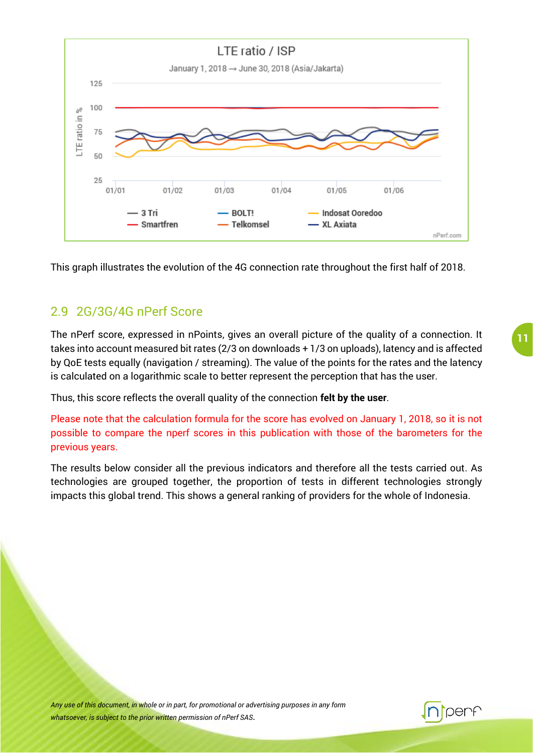This graph illustrates the evolution of the 4G connection rate throughout the first half of 2018.

## 2.9 2G/3G/4G nPerf Score

The nPerf score, expressed in nPoints, gives an overall picture of the quality of a connection. It takes into account measured bit rates (2/3 on downloads + 1/3 on uploads), latency and is affected by QoE tests equally (navigation / streaming). The value of the points for the rates and the latency is calculated on a logarithmic scale to better represent the perception that has the user.

Thus, this score reflects the overall quality of the connection **felt by the user**.

Please note that the calculation formula for the score has evolved on January 1, 2018, so it is not possible to compare the nperf scores in this publication with those of the barometers for the previous years.

The results below consider all the previous indicators and therefore all the tests carried out. As technologies are grouped together, the proportion of tests in different technologies strongly impacts this global trend. This shows a general ranking of providers for the whole of Indonesia.

*Any use of this document, in whole or in part, for promotional or advertising purposes in any form whatsoever, is subject to the prior written permission of nPerf SAS.*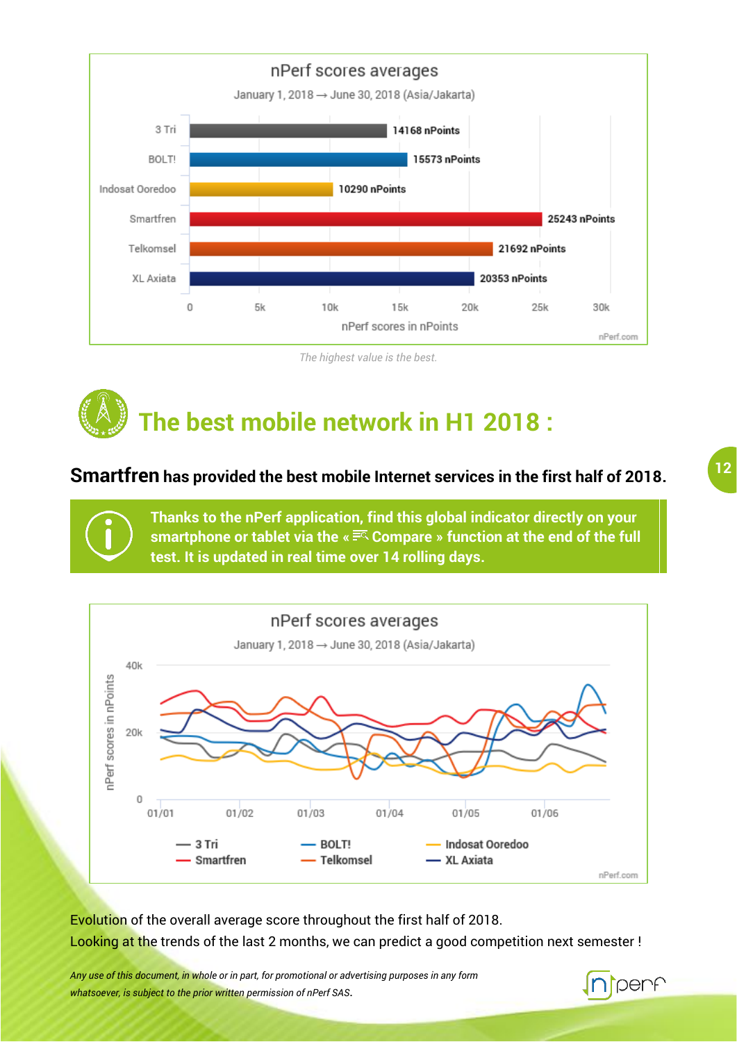**nPerf scores averages**

January 1, 2018 → June 30, 2018 (Asia/Jakarta)

| Operator | nPerf score |
|---|---|
| 3 Tri | 14168 nPoints |
| BOLT! | 15573 nPoints |
| Indosat Ooredoo | 10290 nPoints |
| Smartfren | 25243 nPoints |
| Telkomsel | 21692 nPoints |
| XL Axiata | 20353 nPoints |

nPerf scores in nPoints

nPerf.com

*The highest value is the best.*

## The best mobile network in H1 2018 :

**Smartfren has provided the best mobile Internet services in the first half of 2018.**

**Thanks to the nPerf application, find this global indicator directly on your smartphone or tablet via the « Compare » function at the end of the full test. It is updated in real time over 14 rolling days.**

**nPerf scores averages**

January 1, 2018 → June 30, 2018 (Asia/Jakarta)

nPerf scores in nPoints

3 Tri, BOLT!, Indosat Ooredoo, Smartfren, Telkomsel, XL Axiata

nPerf.com

Evolution of the overall average score throughout the first half of 2018.
Looking at the trends of the last 2 months, we can predict a good competition next semester !

*Any use of this document, in whole or in part, for promotional or advertising purposes in any form whatsoever, is subject to the prior written permission of nPerf SAS.*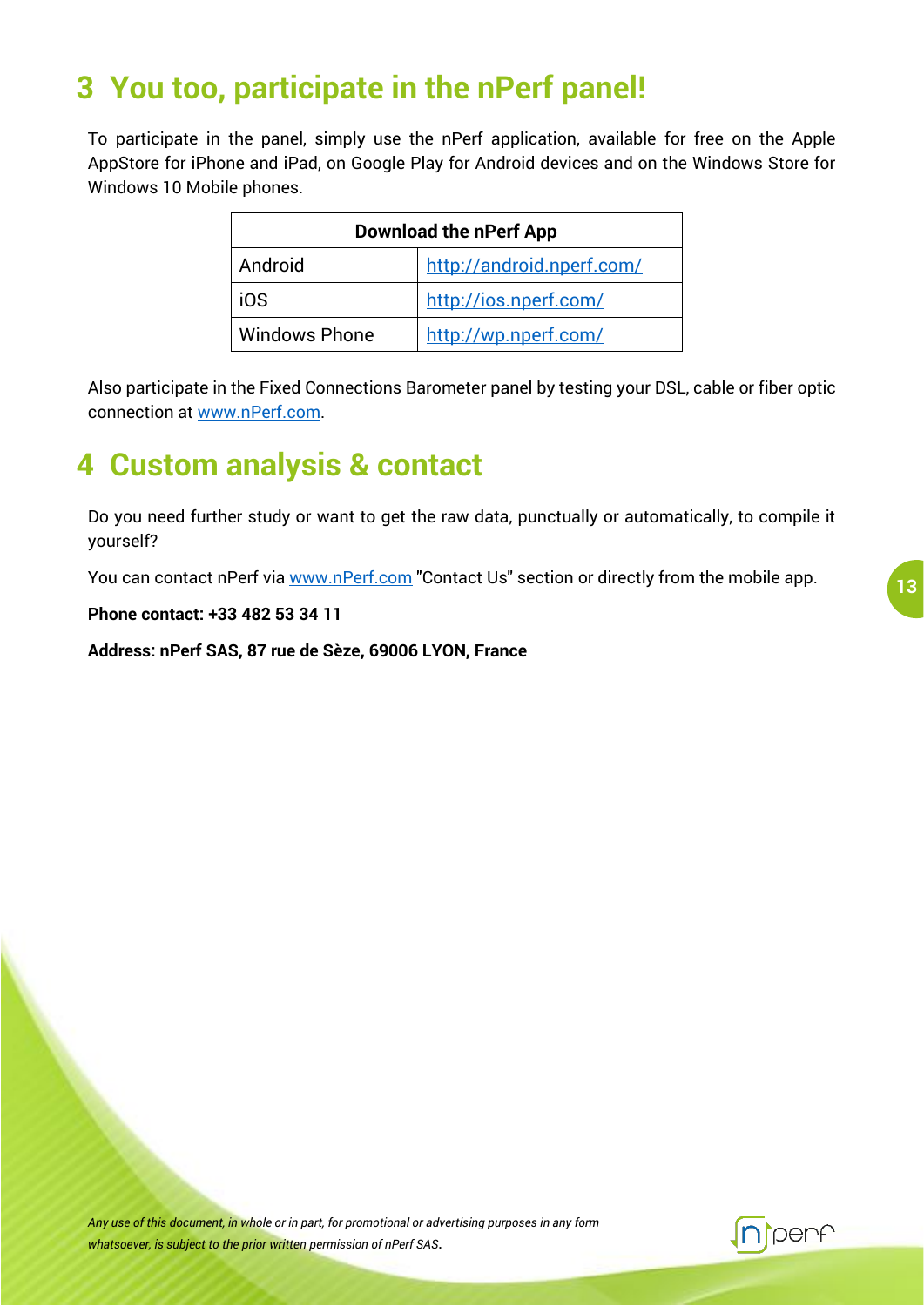# 3 You too, participate in the nPerf panel!

To participate in the panel, simply use the nPerf application, available for free on the Apple AppStore for iPhone and iPad, on Google Play for Android devices and on the Windows Store for Windows 10 Mobile phones.

| Download the nPerf App | |
|---|---|
| Android | http://android.nperf.com/ |
| iOS | http://ios.nperf.com/ |
| Windows Phone | http://wp.nperf.com/ |

Also participate in the Fixed Connections Barometer panel by testing your DSL, cable or fiber optic connection at www.nPerf.com.

# 4 Custom analysis & contact

Do you need further study or want to get the raw data, punctually or automatically, to compile it yourself?

You can contact nPerf via www.nPerf.com "Contact Us" section or directly from the mobile app.

**Phone contact: +33 482 53 34 11**

**Address: nPerf SAS, 87 rue de Sèze, 69006 LYON, France**

*Any use of this document, in whole or in part, for promotional or advertising purposes in any form whatsoever, is subject to the prior written permission of nPerf SAS.*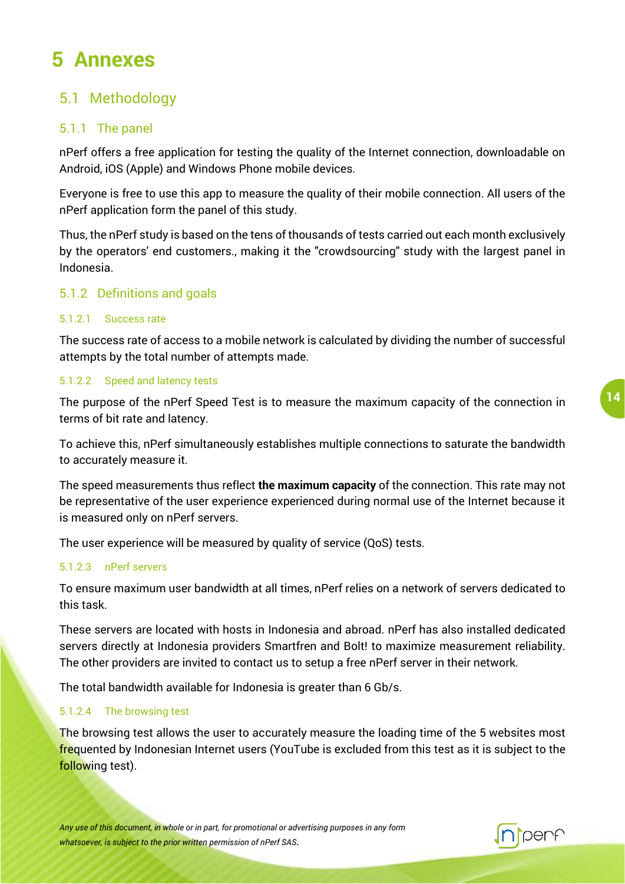# 5 Annexes

## 5.1 Methodology

### 5.1.1 The panel

nPerf offers a free application for testing the quality of the Internet connection, downloadable on Android, iOS (Apple) and Windows Phone mobile devices.

Everyone is free to use this app to measure the quality of their mobile connection. All users of the nPerf application form the panel of this study.

Thus, the nPerf study is based on the tens of thousands of tests carried out each month exclusively by the operators' end customers., making it the "crowdsourcing" study with the largest panel in Indonesia.

### 5.1.2 Definitions and goals

#### 5.1.2.1 Success rate

The success rate of access to a mobile network is calculated by dividing the number of successful attempts by the total number of attempts made.

#### 5.1.2.2 Speed and latency tests

The purpose of the nPerf Speed Test is to measure the maximum capacity of the connection in terms of bit rate and latency.

To achieve this, nPerf simultaneously establishes multiple connections to saturate the bandwidth to accurately measure it.

The speed measurements thus reflect **the maximum capacity** of the connection. This rate may not be representative of the user experience experienced during normal use of the Internet because it is measured only on nPerf servers.

The user experience will be measured by quality of service (QoS) tests.

#### 5.1.2.3 nPerf servers

To ensure maximum user bandwidth at all times, nPerf relies on a network of servers dedicated to this task.

These servers are located with hosts in Indonesia and abroad. nPerf has also installed dedicated servers directly at Indonesia providers Smartfren and Bolt! to maximize measurement reliability. The other providers are invited to contact us to setup a free nPerf server in their network.

The total bandwidth available for Indonesia is greater than 6 Gb/s.

#### 5.1.2.4 The browsing test

The browsing test allows the user to accurately measure the loading time of the 5 websites most frequented by Indonesian Internet users (YouTube is excluded from this test as it is subject to the following test).

*Any use of this document, in whole or in part, for promotional or advertising purposes in any form whatsoever, is subject to the prior written permission of nPerf SAS.*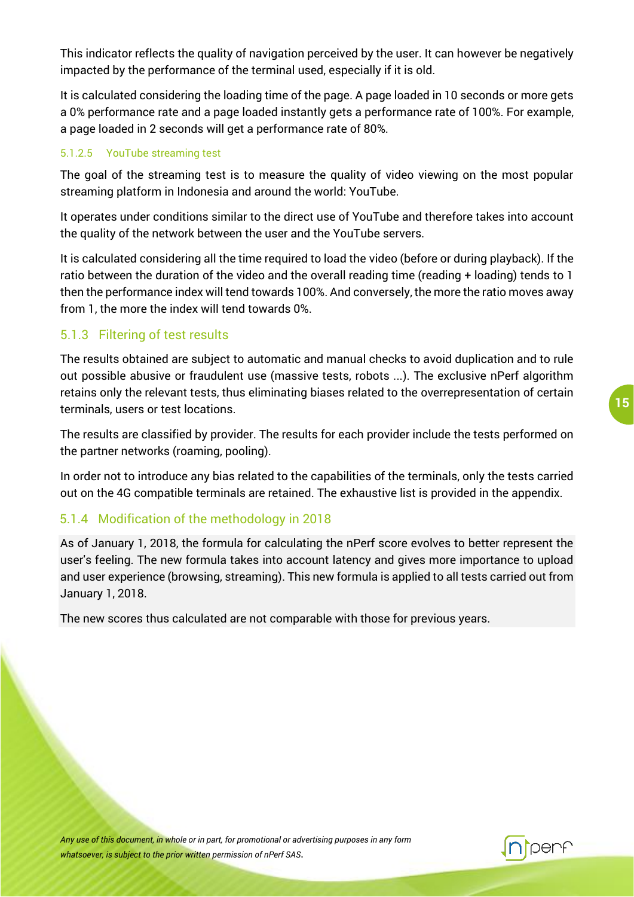This indicator reflects the quality of navigation perceived by the user. It can however be negatively impacted by the performance of the terminal used, especially if it is old.

It is calculated considering the loading time of the page. A page loaded in 10 seconds or more gets a 0% performance rate and a page loaded instantly gets a performance rate of 100%. For example, a page loaded in 2 seconds will get a performance rate of 80%.

#### 5.1.2.5 YouTube streaming test

The goal of the streaming test is to measure the quality of video viewing on the most popular streaming platform in Indonesia and around the world: YouTube.

It operates under conditions similar to the direct use of YouTube and therefore takes into account the quality of the network between the user and the YouTube servers.

It is calculated considering all the time required to load the video (before or during playback). If the ratio between the duration of the video and the overall reading time (reading + loading) tends to 1 then the performance index will tend towards 100%. And conversely, the more the ratio moves away from 1, the more the index will tend towards 0%.

### 5.1.3 Filtering of test results

The results obtained are subject to automatic and manual checks to avoid duplication and to rule out possible abusive or fraudulent use (massive tests, robots ...). The exclusive nPerf algorithm retains only the relevant tests, thus eliminating biases related to the overrepresentation of certain terminals, users or test locations.

The results are classified by provider. The results for each provider include the tests performed on the partner networks (roaming, pooling).

In order not to introduce any bias related to the capabilities of the terminals, only the tests carried out on the 4G compatible terminals are retained. The exhaustive list is provided in the appendix.

### 5.1.4 Modification of the methodology in 2018

As of January 1, 2018, the formula for calculating the nPerf score evolves to better represent the user's feeling. The new formula takes into account latency and gives more importance to upload and user experience (browsing, streaming). This new formula is applied to all tests carried out from January 1, 2018.

The new scores thus calculated are not comparable with those for previous years.

*Any use of this document, in whole or in part, for promotional or advertising purposes in any form whatsoever, is subject to the prior written permission of nPerf SAS.*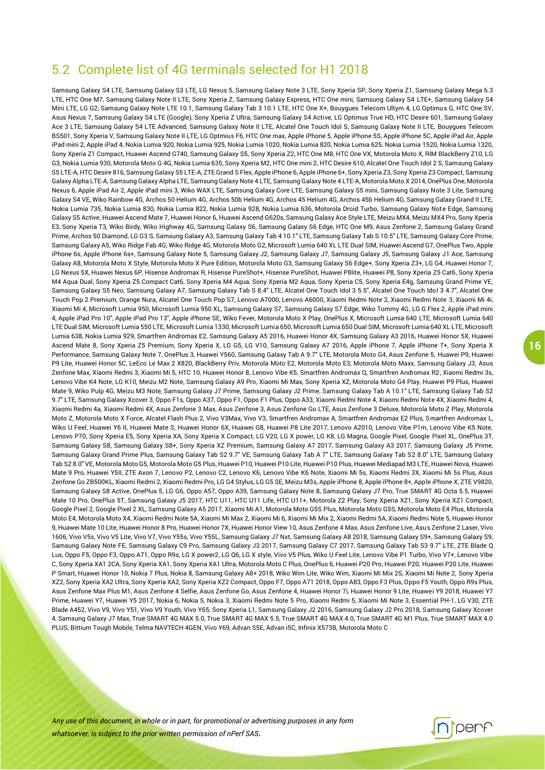## 5.2 Complete list of 4G terminals selected for H1 2018

Samsung Galaxy S4 LTE, Samsung Galaxy S3 LTE, LG Nexus 5, Samsung Galaxy Note 3 LTE, Sony Xperia SP, Sony Xperia Z1, Samsung Galaxy Mega 6.3 LTE, HTC One M7, Samsung Galaxy Note II LTE, Sony Xperia Z, Samsung Galaxy Express, HTC One mini, Samsung Galaxy S4 LTE+, Samsung Galaxy S4 Mini LTE, LG G2, Samsung Galaxy Note LTE 10.1, Samsung Galaxy Tab 3 10.1 LTE, HTC One X+, Bouygues Telecom Ultym 4, LG Optimus G, HTC One SV, Asus Nexus 7, Samsung Galaxy S4 LTE (Google), Sony Xperia Z Ultra, Samsung Galaxy S4 Active, LG Optimus True HD, HTC Desire 601, Samsung Galaxy Ace 3 LTE, Samsung Galaxy S4 LTE Advanced, Samsung Galaxy Note II LTE, Alcatel One Touch Idol S, Samsung Galaxy Note II LTE, Bouygues Telecom BS501, Sony Xperia V, Samsung Galaxy Note II LTE, LG Optmius F6, HTC One max, Apple iPhone 5, Apple iPhone 5S, Apple iPhone 5C, Apple iPad Air, Apple iPad mini 2, Apple iPad 4, Nokia Lumia 920, Nokia Lumia 925, Nokia Lumia 1020, Nokia Lumia 820, Nokia Lumia 625, Nokia Lumia 1520, Nokia Lumia 1320, Sony Xperia Z1 Compact, Huawei Ascend G740, Samsung Galaxy S5, Sony Xperia Z2, HTC One M8, HTC One VX, Motorola Moto X, RIM BlackBerry Z10, LG G3, Nokia Lumia 930, Motorola Moto G 4G, Nokia Lumia 635, Sony Xperia M2, HTC One mini 2, HTC Desire 610, Alcatel One Touch Idol 2 S, Samsung Galaxy S5 LTE-A, HTC Desire 816, Samsung Galaxy S5 LTE-A, ZTE Grand S Flex, Apple iPhone 6, Apple iPhone 6+, Sony Xperia Z3, Sony Xperia Z3 Compact, Samsung Galaxy Alpha LTE-A, Samsung Galaxy Alpha LTE, Samsung Galaxy Note 4 LTE, Samsung Galaxy Note 4 LTE-A, Motorola Moto X 2014, OnePlus One, Motorola Nexus 6, Apple iPad Air 2, Apple iPad mini 3, Wiko WAX LTE, Samsung Galaxy Core LTE, Samsung Galaxy S5 mini, Samsung Galaxy Note 3 Lite, Samsung Galaxy S4 VE, Wiko Rainbow 4G, Archos 50 Helium 4G, Archos 50b Helium 4G, Archos 45 Helium 4G, Archos 45b Helium 4G, Samsung Galaxy Grand II LTE, Nokia Lumia 735, Nokia Lumia 830, Nokia Lumia 822, Nokia Lumia 928, Nokia Lumia 636, Motorola Droid Turbo, Samsung Galaxy Note Edge, Samsung Galaxy S5 Active, Huawei Ascend Mate 7, Huawei Honor 6, Huawei Ascend G620s, Samsung Galaxy Ace Style LTE, Meizu MX4, Meizu MX4 Pro, Sony Xperia E3, Sony Xperia T3, Wiko Birdy, Wiko Highway 4G, Samsung Galaxy S6, Samsung Galaxy S6 Edge, HTC One M9, Asus Zenfone 2, Samsung Galaxy Grand Prime, Archos 50 Diamond, LG G3 S, Samsung Galaxy A3, Samsung Galaxy Tab 4 10.1" LTE, Samsung Galaxy Tab S 10.5" LTE, Samsung Galaxy Core Prime, Samsung Galaxy A5, Wiko Ridge Fab 4G, Wiko Ridge 4G, Motorola Moto G2, Microsoft Lumia 640 XL LTE Dual SIM, Huawei Ascend G7, OnePlus Two, Apple iPhone 6s, Apple iPhone 6s+, Samsung Galaxy Note 5, Samsung Galaxy J2, Samsung Galaxy J7, Samsung Galaxy J5, Samsung Galaxy J1 Ace, Samsung Galaxy A8, Motorola Moto X Style, Motorola Moto X Pure Edition, Motorola Moto G3, Samsung Galaxy S6 Edge+, Sony Xperia Z3+, LG G4, Huawei Honor 7, LG Nexus 5X, Huawei Nexus 6P, Hisense Andromax R, Hisense PureShot+, Hisense PureShot, Huawei P8lite, Huawei P8, Sony Xperia Z5 Cat6, Sony Xperia M4 Aqua Dual, Sony Xperia Z5 Compact Cat6, Sony Xperia M4 Aqua, Sony Xperia M2 Aqua, Sony Xperia C5, Sony Xperia E4g, Samsung Grand Prime VE, Samsung Galaxy S5 Neo, Samsung Galaxy A7, Samsung Galaxy Tab S 8.4" LTE, Alcatel One Touch Idol 3 5.5", Alcatel One Touch Idol 3 4.7", Alcatel One Touch Pop 2 Premium, Orange Nura, Alcatel One Touch Pop S7, Lenovo A7000, Lenovo A6000, Xiaomi Redmi Note 2, Xiaomi Redmi Note 3, Xiaomi Mi 4i, Xiaomi Mi 4, Microsoft Lumia 950, Microsoft Lumia 950 XL, Samsung Galaxy S7, Samsung Galaxy S7 Edge, Wiko Tommy 4G, LG G Flex 2, Apple iPad mini 4, Apple iPad Pro 10", Apple iPad Pro 13", Apple iPhone SE, Wiko Fever, Motorola Moto X Play, OnePlus X, Microsoft Lumia 640 LTE, Microsoft Lumia 640 LTE Dual SIM, Microsoft Lumia 550 LTE, Microsoft Lumia 1330, Microsoft Lumia 650, Microsoft Lumia 650 Dual SIM, Microsoft Lumia 640 XL LTE, Microsoft Lumia 638, Nokia Lumia 929, Smartfren Andromax E2, Samsung Galaxy A5 2016, Huawei Honor 4X, Samsung Galaxy A3 2016, Huawei Honor 5X, Huawei Ascend Mate 8, Sony Xperia Z5 Premium, Sony Xperia X, LG G5, LG V10, Samsung Galaxy A7 2016, Apple iPhone 7, Apple iPhone 7+, Sony Xperia X Performance, Samsung Galaxy Note 7, OnePlus 3, Huawei Y560, Samsung Galaxy Tab A 9.7" LTE, Motorola Moto G4, Asus Zenfone 5, Huawei P9, Huawei P9 Lite, Huawei Honor 5C, LeEco Le Max 2 X820, BlackBerry Priv, Motorola Moto E2, Motorola Moto E3, Motorola Moto Maxx, Samsung Galaxy J3, Asus Zenfone Max, Xiaomi Redmi 3, Xiaomi Mi 5, HTC 10, Huawei Honor 8, Lenovo Vibe K5, Smartfren Andromax Q, Smartfren Andromax R2, Xiaomi Redmi 3s, Lenovo Vibe K4 Note, LG K10, Meizu M2 Note, Samsung Galaxy A9 Pro, Xiaomi Mi Max, Sony Xperia XZ, Motorola Moto G4 Play, Huawei P9 Plus, Huawei Mate 9, Wiko Pulp 4G, Meizu M3 Note, Samsung Galaxy J7 Prime, Samsung Galaxy J2 Prime, Samsung Galaxy Tab A 10.1" LTE, Samsung Galaxy Tab S2 9.7" LTE, Samsung Galaxy Xcover 3, Oppo F1s, Oppo A37, Oppo F1, Oppo F1 Plus, Oppo A33, Xiaomi Redmi Note 4, Xiaomi Redmi Note 4X, Xiaomi Redmi 4, Xiaomi Redmi 4a, Xiaomi Redmi 4X, Asus Zenfone 3 Max, Asus Zenfone 3, Asus Zenfone Go LTE, Asus Zenfone 3 Deluxe, Motorola Moto Z Play, Motorola Moto Z, Motorola Moto X Force, Alcatel Flash Plus 2, Vivo V3Max, Vivo V3, Smartfren Andromax A, Smartfren Andromax E2 Plus, Smartfren Andromax L, Wiko U Feel, Huawei Y6 II, Huawei Mate S, Huawei Honor 6X, Huawei G8, Huawei P8 Lite 2017, Lenovo A2010, Lenovo Vibe P1m, Lenovo Vibe K5 Note, Lenovo P70, Sony Xperia E5, Sony Xperia XA, Sony Xperia X Compact, LG V20, LG X power, LG K8, LG Magna, Google Pixel, Google Pixel XL, OnePlus 3T, Samsung Galaxy S8, Samsung Galaxy S8+, Sony Xperia XZ Premium, Samsung Galaxy A7 2017, Samsung Galaxy A3 2017, Samsung Galaxy J5 Prime, Samsung Galaxy Grand Prime Plus, Samsung Galaxy Tab S2 9.7" VE, Samsung Galaxy Tab A 7" LTE, Samsung Galaxy Tab S2 8.0" LTE, Samsung Galaxy Tab S2 8.0" VE, Motorola Moto G5 Plus, Huawei P10, Huawei P10 Lite, Huawei P10 Plus, Huawei Mediapad M3 LTE, Huawei Nova, Huawei Mate 9 Pro, Huawei Y5II, ZTE Axon 7, Lenovo P2, Lenovo C2, Lenovo K6, Lenovo Vibe K6 Note, Xiaomi Mi 5s, Xiaomi Redmi 3X, Xiaomi Mi 5s Plus, Asus Zenfone Go ZB500KL, Xiaomi Redmi 2, Xiaomi Redmi Pro, LG G4 Stylus, LG G5 SE, Meizu M3s, Apple iPhone 8, Apple iPhone 8+, Apple iPhone X, ZTE V9820, Samsung Galaxy S8 Active, OnePlus 5, LG G6, Oppo A57, Oppo A39, Samsung Galaxy Note 8, Samsung Galaxy J7 Pro, True SMART 4G Octa 5.5, Huawei Mate 10 Pro, OnePlus 5T, Samsung Galaxy J5 2017, HTC U11, HTC U11 Life, HTC U11+, Motorola Z2 Play, Sony Xperia XZ1, Sony Xperia XZ1 Compact, Google Pixel 2, Google Pixel 2 XL, Samsung Galaxy A5 2017, Xiaomi Mi A1, Motorola Moto G5S Plus, Motorola Moto G5S, Motorola Moto E4 Plus, Motorola Moto E4, Motorola Moto X4, Xiaomi Redmi Note 5A, Xiaomi Mi Max 2, Xiaomi Mi 6, Xiaomi Mi Mix 2, Xiaomi Redmi 5A, Xiaomi Redmi Note 5, Huawei Honor 9, Huawei Mate 10 Lite, Huawei Honor 8 Pro, Huawei Honor 7X, Huawei Honor View 10, Asus Zenfone 4 Max, Asus Zenfone Live, Asus Zenfone 2 Laser, Vivo 1606, Vivo V5s, Vivo V5 Lite, Vivo V7, Vivo Y55s, Vivo Y55L, Samsung Galaxy J7 Nxt, Samsung Galaxy A8 2018, Samsung Galaxy S9+, Samsung Galaxy S9, Samsung Galaxy Note FE, Samsung Galaxy C9 Pro, Samsung Galaxy J3 2017, Samsung Galaxy C7 2017, Samsung Galaxy Tab S3 9.7" LTE, ZTE Blade Q Lux, Oppo F5, Oppo F3, Oppo A71, Oppo R9s, LG X power2, LG Q6, LG X style, Vivo V5 Plus, Wiko U Feel Lite, Lenovo Vibe P1 Turbo, Vivo V7+, Lenovo Vibe C, Sony Xperia XA1 2CA, Sony Xperia XA1, Sony Xperia XA1 Ultra, Motorola Moto C Plus, OnePlus 6, Huawei P20 Pro, Huawei P20, Huawei P20 Lite, Huawei P Smart, Huawei Honor 10, Nokia 7 Plus, Nokia 8, Samsung Galaxy A8+ 2018, Wiko Wim Lite, Wiko Wim, Xiaomi Mi Mix 2S, Xiaomi Mi Note 2, Sony Xperia XZ2, Sony Xperia XA2 Ultra, Sony Xperia XA2, Sony Xperia XZ2 Compact, Oppo F7, Oppo A71 2018, Oppo A83, Oppo F3 Plus, Oppo F5 Youth, Oppo R9s Plus, Asus Zenfone Max Plus M1, Asus Zenfone 4 Selfie, Asus Zenfone Go, Asus Zenfone 4, Huawei Honor 7i, Huawei Honor 9 Lite, Huawei Y9 2018, Huawei Y7 Prime, Huawei Y7, Huawei Y5 2017, Nokia 6, Nokia 5, Nokia 3, Xiaomi Redmi Note 5 Pro, Xiaomi Redmi 5, Xiaomi Mi Note 3, Essential PH-1, LG V30, ZTE Blade A452, Vivo V9, Vivo Y51, Vivo V9 Youth, Vivo Y65, Sony Xperia L1, Samsung Galaxy J2 2016, Samsung Galaxy J2 Pro 2018, Samsung Galaxy Xcover 4, Samsung Galaxy J7 Max, True SMART 4G MAX 5.0, True SMART 4G MAX 5.5, True SMART 4G MAX 4.0, True SMART 4G M1 Plus, True SMART MAX 4.0 PLUS, Bittium Tough Mobile, Telma NAVTECH 4GEN, Vivo Y69, Advan S5E, Advan i5C, Infinix X573B, Motorola Moto C

*Any use of this document, in whole or in part, for promotional or advertising purposes in any form whatsoever, is subject to the prior written permission of nPerf SAS.*